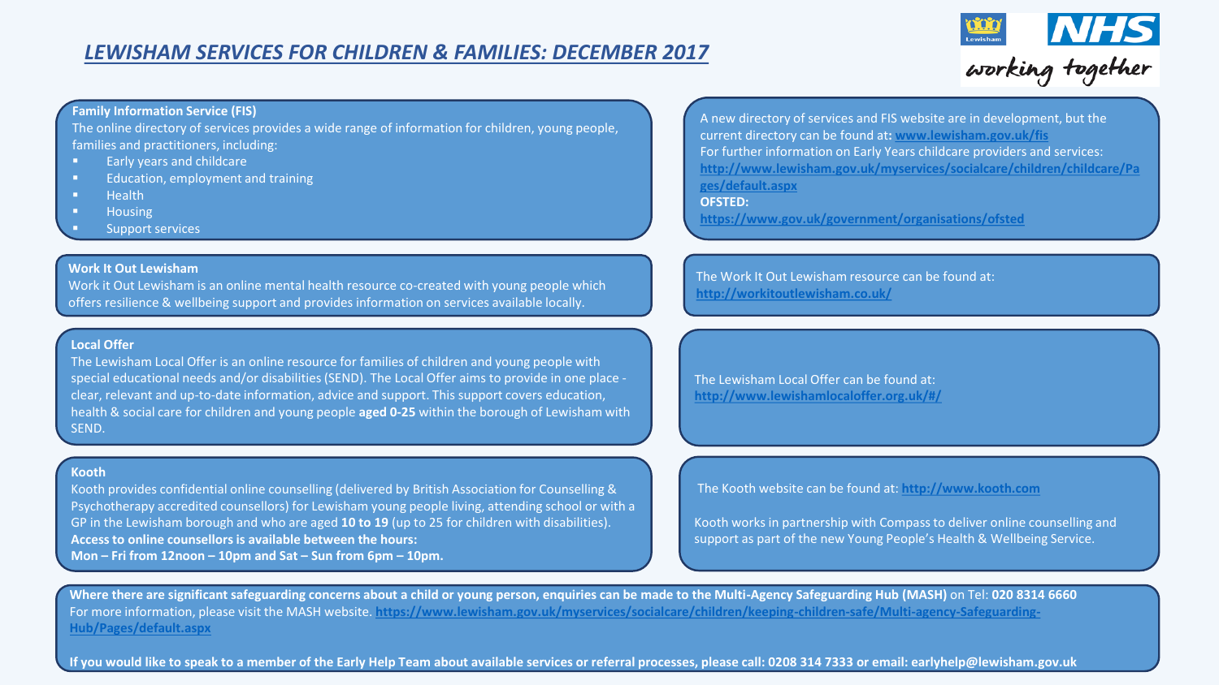# *LEWISHAM SERVICES FOR CHILDREN & FAMILIES: DECEMBER 2017*

working together

**Family Information Service (FIS)**

The online directory of services provides a wide range of information for children, young people, families and practitioners, including:

- Early years and childcare
- Education, employment and training
- Health
- Housing
- Support services

A new directory of services and FIS website are in development, but the current directory can be found at: **www.lewisham.gov.uk/fis**

For further information on Early Years childcare providers and services: **http://www.lewisham.gov.uk/myservices/socialcare/children/childcare/Pages/default.aspx**

**OFSTED:**

**https://www.gov.uk/government/organisations/ofsted**

**Work It Out Lewisham**

Work it Out Lewisham is an online mental health resource co-created with young people which offers resilience & wellbeing support and provides information on services available locally.

The Work It Out Lewisham resource can be found at: **http://workitoutlewisham.co.uk/**

**Local Offer**

The Lewisham Local Offer is an online resource for families of children and young people with special educational needs and/or disabilities (SEND). The Local Offer aims to provide in one place - clear, relevant and up-to-date information, advice and support. This support covers education, health & social care for children and young people **aged 0-25** within the borough of Lewisham with SEND.

The Lewisham Local Offer can be found at: **http://www.lewishamlocaloffer.org.uk/#/**

**Kooth**

Kooth provides confidential online counselling (delivered by British Association for Counselling & Psychotherapy accredited counsellors) for Lewisham young people living, attending school or with a GP in the Lewisham borough and who are aged **10 to 19** (up to 25 for children with disabilities).

**Access to online counsellors is available between the hours:**
**Mon – Fri from 12noon – 10pm and Sat – Sun from 6pm – 10pm.**

The Kooth website can be found at: **http://www.kooth.com**

Kooth works in partnership with Compass to deliver online counselling and support as part of the new Young People's Health & Wellbeing Service.

**Where there are significant safeguarding concerns about a child or young person, enquiries can be made to the Multi-Agency Safeguarding Hub (MASH)** on Tel: **020 8314 6660**

For more information, please visit the MASH website. **https://www.lewisham.gov.uk/myservices/socialcare/children/keeping-children-safe/Multi-agency-Safeguarding-Hub/Pages/default.aspx**

**If you would like to speak to a member of the Early Help Team about available services or referral processes, please call: 0208 314 7333 or email: earlyhelp@lewisham.gov.uk**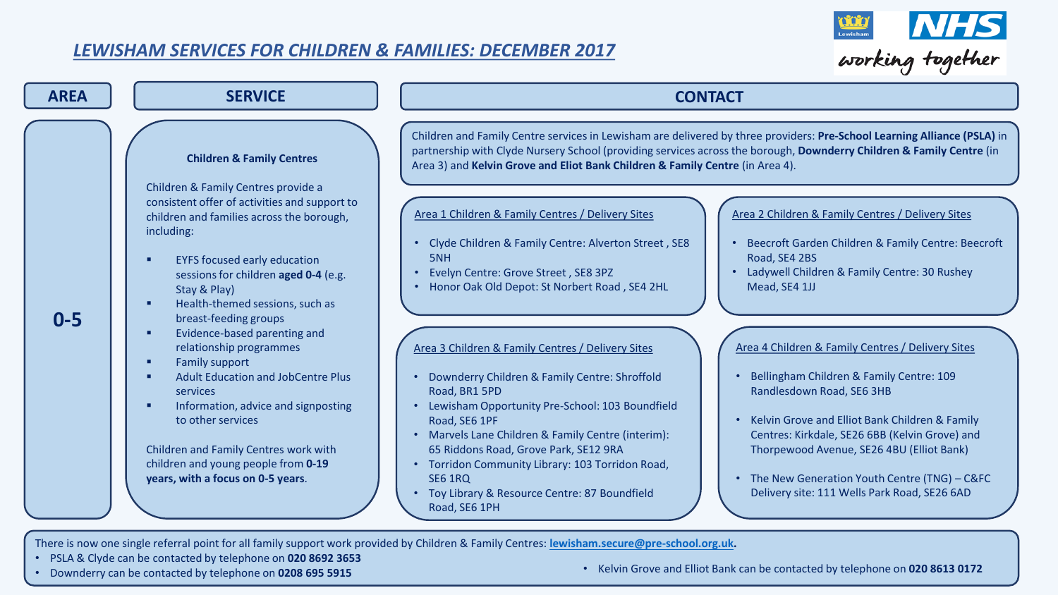# *LEWISHAM SERVICES FOR CHILDREN & FAMILIES: DECEMBER 2017*

NHS working together

| AREA | SERVICE | CONTACT |
|---|---|---|
| 0-5 | **Children & Family Centres** | See below |

## SERVICE (0-5)

**Children & Family Centres**

Children & Family Centres provide a consistent offer of activities and support to children and families across the borough, including:

- EYFS focused early education sessions for children **aged 0-4** (e.g. Stay & Play)
- Health-themed sessions, such as breast-feeding groups
- Evidence-based parenting and relationship programmes
- Family support
- Adult Education and JobCentre Plus services
- Information, advice and signposting to other services

Children and Family Centres work with children and young people from **0-19 years, with a focus on 0-5 years**.

## CONTACT

Children and Family Centre services in Lewisham are delivered by three providers: **Pre-School Learning Alliance (PSLA)** in partnership with Clyde Nursery School (providing services across the borough, **Downderry Children & Family Centre** (in Area 3) and **Kelvin Grove and Eliot Bank Children & Family Centre** (in Area 4).

### Area 1 Children & Family Centres / Delivery Sites

- Clyde Children & Family Centre: Alverton Street , SE8 5NH
- Evelyn Centre: Grove Street , SE8 3PZ
- Honor Oak Old Depot: St Norbert Road , SE4 2HL

### Area 2 Children & Family Centres / Delivery Sites

- Beecroft Garden Children & Family Centre: Beecroft Road, SE4 2BS
- Ladywell Children & Family Centre: 30 Rushey Mead, SE4 1JJ

### Area 3 Children & Family Centres / Delivery Sites

- Downderry Children & Family Centre: Shroffold Road, BR1 5PD
- Lewisham Opportunity Pre-School: 103 Boundfield Road, SE6 1PF
- Marvels Lane Children & Family Centre (interim): 65 Riddons Road, Grove Park, SE12 9RA
- Torridon Community Library: 103 Torridon Road, SE6 1RQ
- Toy Library & Resource Centre: 87 Boundfield Road, SE6 1PH

### Area 4 Children & Family Centres / Delivery Sites

- Bellingham Children & Family Centre: 109 Randlesdown Road, SE6 3HB
- Kelvin Grove and Elliot Bank Children & Family Centres: Kirkdale, SE26 6BB (Kelvin Grove) and Thorpewood Avenue, SE26 4BU (Elliot Bank)
- The New Generation Youth Centre (TNG) – C&FC Delivery site: 111 Wells Park Road, SE26 6AD

There is now one single referral point for all family support work provided by Children & Family Centres: **lewisham.secure@pre-school.org.uk**.

- PSLA & Clyde can be contacted by telephone on **020 8692 3653**
- Downderry can be contacted by telephone on **0208 695 5915**
- Kelvin Grove and Elliot Bank can be contacted by telephone on **020 8613 0172**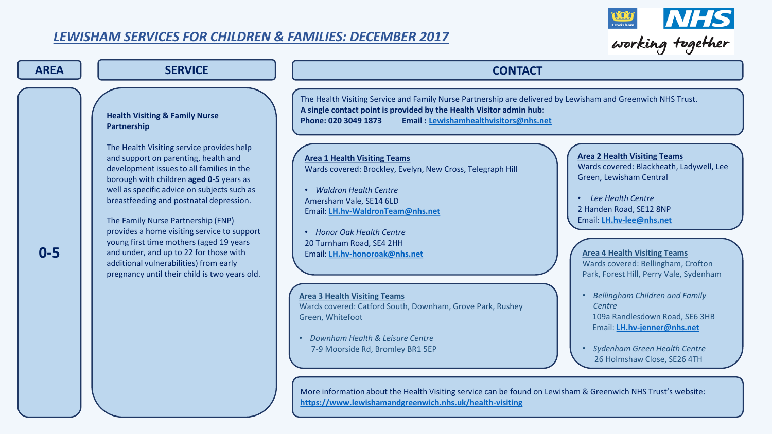# LEWISHAM SERVICES FOR CHILDREN & FAMILIES: DECEMBER 2017

NHS
working together

| AREA | SERVICE | CONTACT |
|---|---|---|
| 0-5 | **Health Visiting & Family Nurse Partnership** | |

## AREA: 0-5

## SERVICE

**Health Visiting & Family Nurse Partnership**

The Health Visiting service provides help and support on parenting, health and development issues to all families in the borough with children **aged 0-5** years as well as specific advice on subjects such as breastfeeding and postnatal depression.

The Family Nurse Partnership (FNP) provides a home visiting service to support young first time mothers (aged 19 years and under, and up to 22 for those with additional vulnerabilities) from early pregnancy until their child is two years old.

## CONTACT

The Health Visiting Service and Family Nurse Partnership are delivered by Lewisham and Greenwich NHS Trust.
**A single contact point is provided by the Health Visitor admin hub:**
**Phone: 020 3049 1873** **Email : Lewishamhealthvisitors@nhs.net**

**Area 1 Health Visiting Teams**
Wards covered: Brockley, Evelyn, New Cross, Telegraph Hill

- *Waldron Health Centre*
  Amersham Vale, SE14 6LD
  Email: **LH.hv-WaldronTeam@nhs.net**
- *Honor Oak Health Centre*
  20 Turnham Road, SE4 2HH
  Email: **LH.hv-honoroak@nhs.net**

**Area 2 Health Visiting Teams**
Wards covered: Blackheath, Ladywell, Lee Green, Lewisham Central

- *Lee Health Centre*
  2 Handen Road, SE12 8NP
  Email: **LH.hv-lee@nhs.net**

**Area 3 Health Visiting Teams**
Wards covered: Catford South, Downham, Grove Park, Rushey Green, Whitefoot

- *Downham Health & Leisure Centre*
  7-9 Moorside Rd, Bromley BR1 5EP

**Area 4 Health Visiting Teams**
Wards covered: Bellingham, Crofton Park, Forest Hill, Perry Vale, Sydenham

- *Bellingham Children and Family Centre*
  109a Randlesdown Road, SE6 3HB
  Email: **LH.hv-jenner@nhs.net**
- *Sydenham Green Health Centre*
  26 Holmshaw Close, SE26 4TH

More information about the Health Visiting service can be found on Lewisham & Greenwich NHS Trust's website:
**https://www.lewishamandgreenwich.nhs.uk/health-visiting**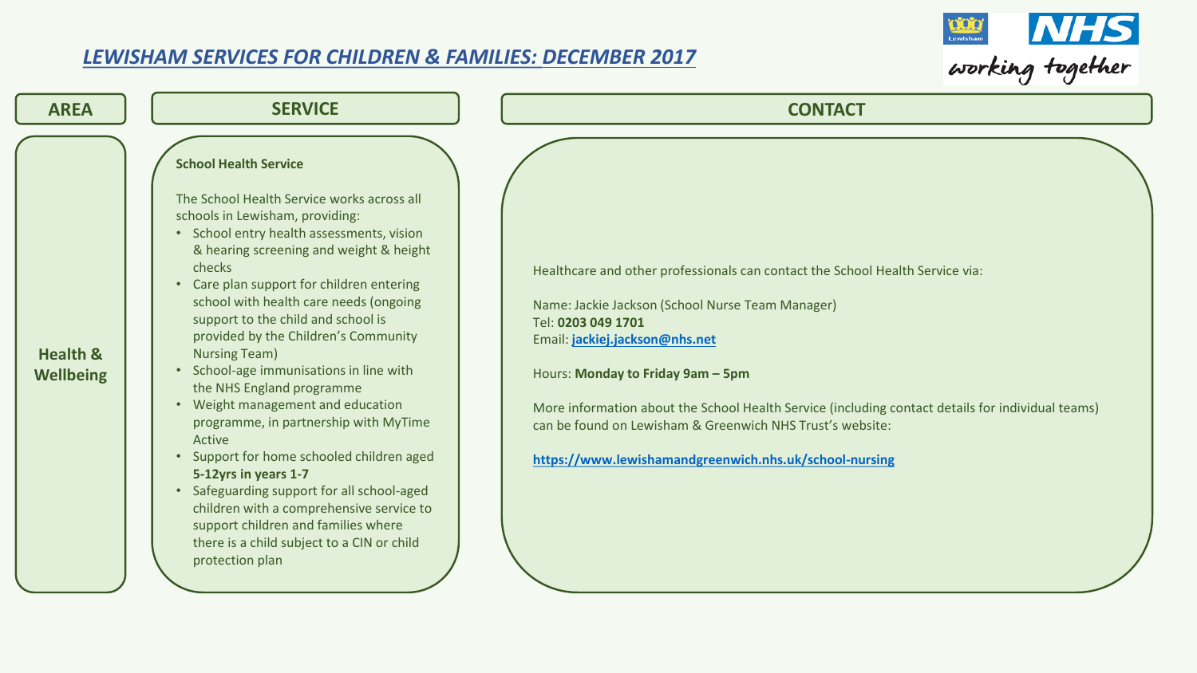# *LEWISHAM SERVICES FOR CHILDREN & FAMILIES: DECEMBER 2017*

| AREA | SERVICE | CONTACT |
| --- | --- | --- |
| **Health & Wellbeing** | **School Health Service**<br><br>The School Health Service works across all schools in Lewisham, providing:<br>• School entry health assessments, vision & hearing screening and weight & height checks<br>• Care plan support for children entering school with health care needs (ongoing support to the child and school is provided by the Children's Community Nursing Team)<br>• School-age immunisations in line with the NHS England programme<br>• Weight management and education programme, in partnership with MyTime Active<br>• Support for home schooled children aged **5-12yrs in years 1-7**<br>• Safeguarding support for all school-aged children with a comprehensive service to support children and families where there is a child subject to a CIN or child protection plan | Healthcare and other professionals can contact the School Health Service via:<br><br>Name: Jackie Jackson (School Nurse Team Manager)<br>Tel: **0203 049 1701**<br>Email: **jackiej.jackson@nhs.net**<br><br>Hours: **Monday to Friday 9am – 5pm**<br><br>More information about the School Health Service (including contact details for individual teams) can be found on Lewisham & Greenwich NHS Trust's website:<br><br>**https://www.lewishamandgreenwich.nhs.uk/school-nursing** |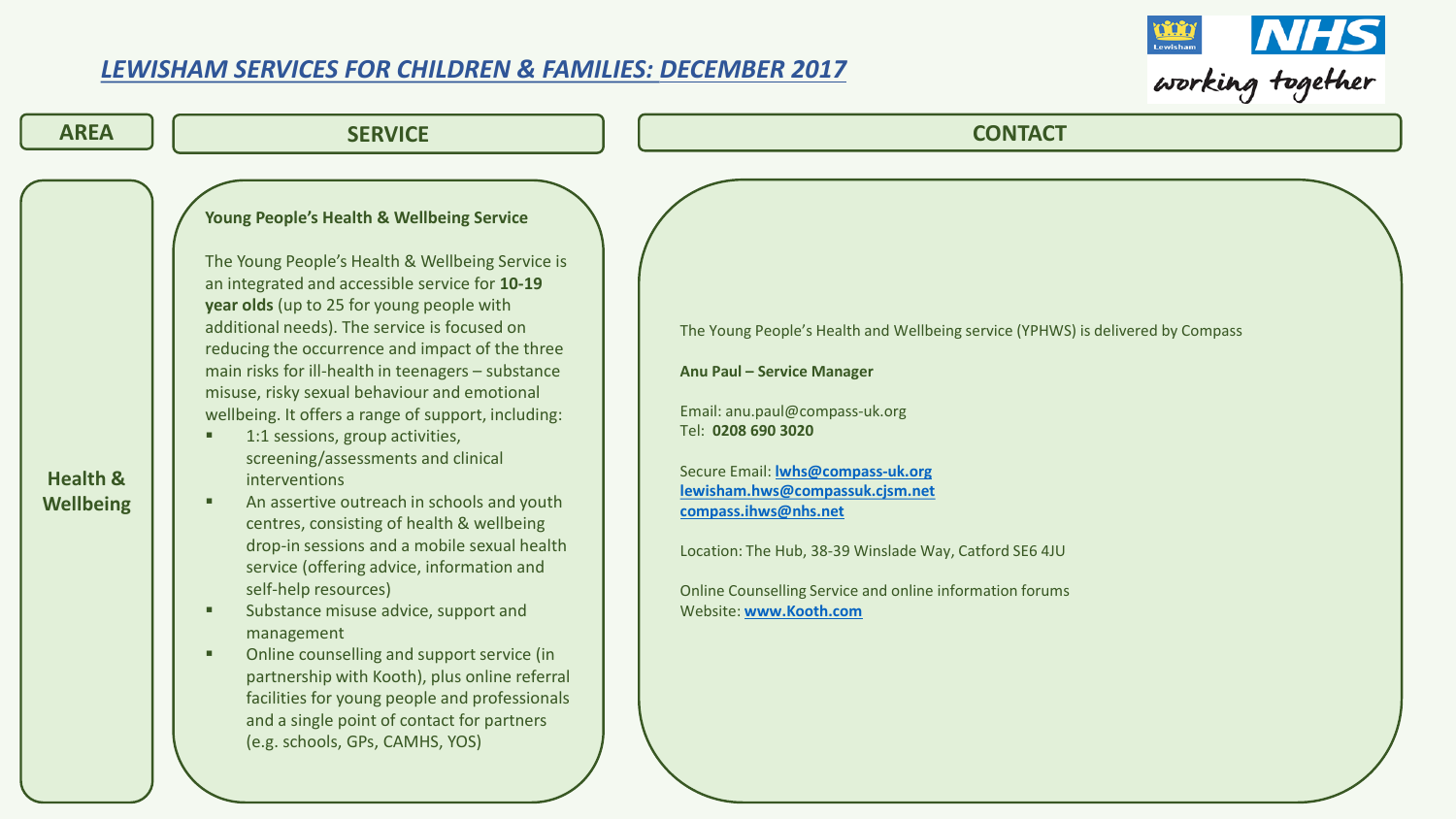## *LEWISHAM SERVICES FOR CHILDREN & FAMILIES: DECEMBER 2017*

| AREA | SERVICE | CONTACT |
|---|---|---|
| **Health & Wellbeing** | **Young People's Health & Wellbeing Service**<br><br>The Young People's Health & Wellbeing Service is an integrated and accessible service for **10-19 year olds** (up to 25 for young people with additional needs). The service is focused on reducing the occurrence and impact of the three main risks for ill-health in teenagers – substance misuse, risky sexual behaviour and emotional wellbeing. It offers a range of support, including:<br>▪ 1:1 sessions, group activities, screening/assessments and clinical interventions<br>▪ An assertive outreach in schools and youth centres, consisting of health & wellbeing drop-in sessions and a mobile sexual health service (offering advice, information and self-help resources)<br>▪ Substance misuse advice, support and management<br>▪ Online counselling and support service (in partnership with Kooth), plus online referral facilities for young people and professionals and a single point of contact for partners (e.g. schools, GPs, CAMHS, YOS) | The Young People's Health and Wellbeing service (YPHWS) is delivered by Compass<br><br>**Anu Paul – Service Manager**<br><br>Email: anu.paul@compass-uk.org<br>Tel: **0208 690 3020**<br><br>Secure Email: **lwhs@compass-uk.org**<br>**lewisham.hws@compassuk.cjsm.net**<br>**compass.ihws@nhs.net**<br><br>Location: The Hub, 38-39 Winslade Way, Catford SE6 4JU<br><br>Online Counselling Service and online information forums<br>Website: **www.Kooth.com** |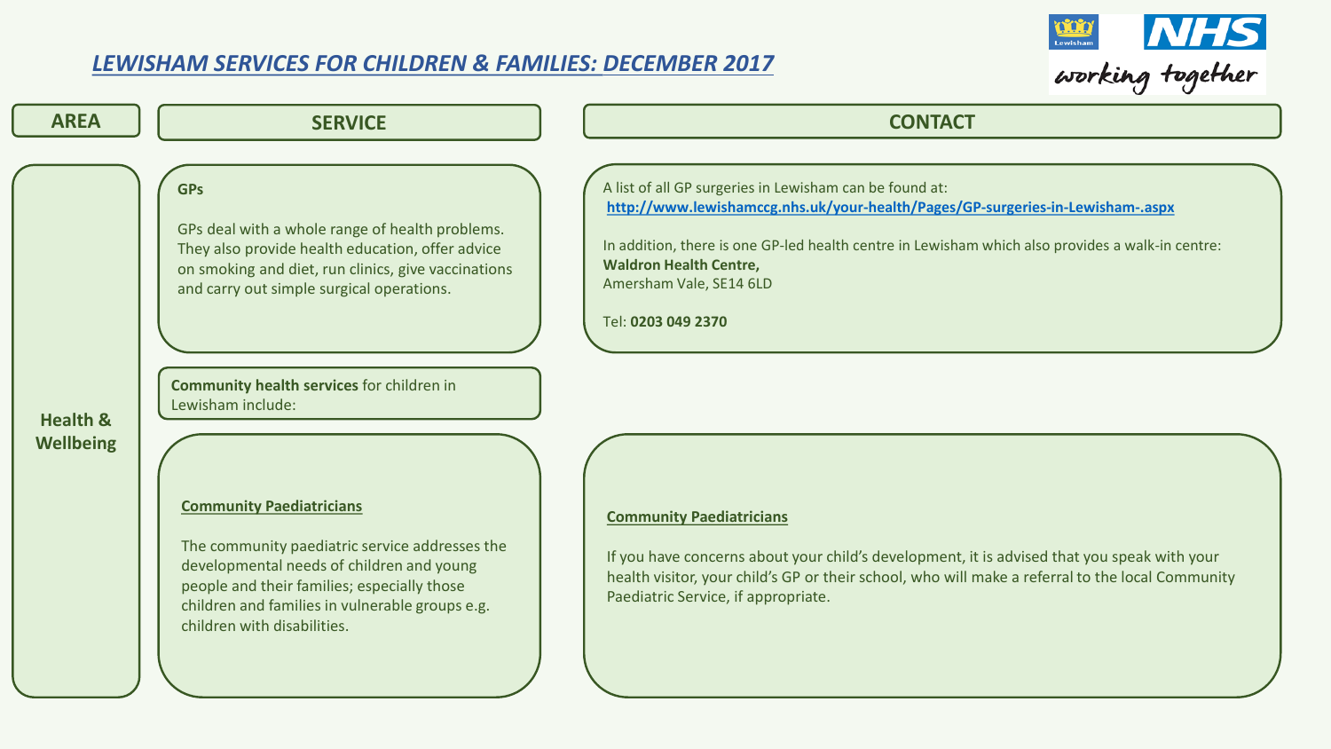# LEWISHAM SERVICES FOR CHILDREN & FAMILIES: DECEMBER 2017

NHS working together

| AREA | SERVICE | CONTACT |
|---|---|---|
| **Health & Wellbeing** | **GPs**<br><br>GPs deal with a whole range of health problems. They also provide health education, offer advice on smoking and diet, run clinics, give vaccinations and carry out simple surgical operations. | A list of all GP surgeries in Lewisham can be found at: **http://www.lewishamccg.nhs.uk/your-health/Pages/GP-surgeries-in-Lewisham-.aspx**<br><br>In addition, there is one GP-led health centre in Lewisham which also provides a walk-in centre:<br>**Waldron Health Centre,**<br>Amersham Vale, SE14 6LD<br><br>Tel: **0203 049 2370** |
| | **Community health services** for children in Lewisham include: | |
| | **Community Paediatricians**<br><br>The community paediatric service addresses the developmental needs of children and young people and their families; especially those children and families in vulnerable groups e.g. children with disabilities. | **Community Paediatricians**<br><br>If you have concerns about your child's development, it is advised that you speak with your health visitor, your child's GP or their school, who will make a referral to the local Community Paediatric Service, if appropriate. |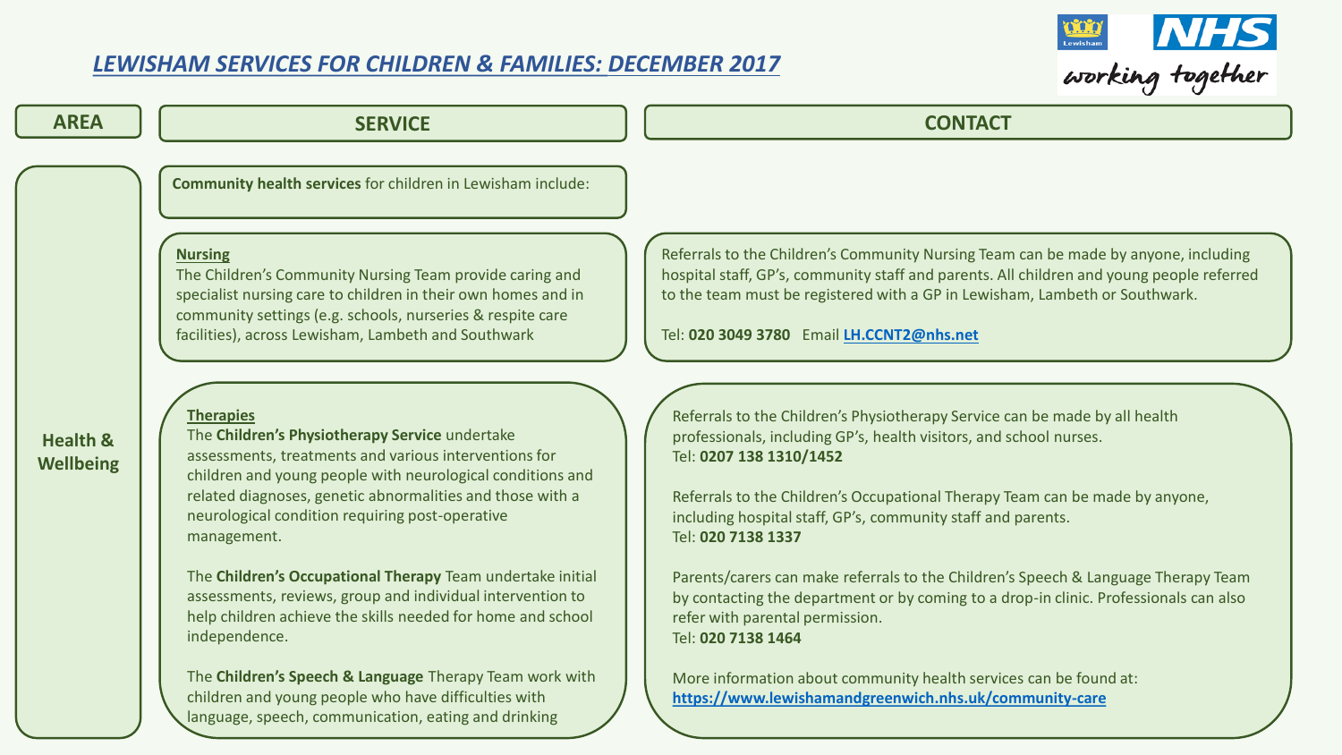# *LEWISHAM SERVICES FOR CHILDREN & FAMILIES: DECEMBER 2017*

NHS working together

| AREA | SERVICE | CONTACT |
| --- | --- | --- |
| **Health & Wellbeing** | **Community health services** for children in Lewisham include: | |
| | **Nursing**<br>The Children's Community Nursing Team provide caring and specialist nursing care to children in their own homes and in community settings (e.g. schools, nurseries & respite care facilities), across Lewisham, Lambeth and Southwark | Referrals to the Children's Community Nursing Team can be made by anyone, including hospital staff, GP's, community staff and parents. All children and young people referred to the team must be registered with a GP in Lewisham, Lambeth or Southwark.<br><br>Tel: **020 3049 3780** Email **LH.CCNT2@nhs.net** |
| | **Therapies**<br>The **Children's Physiotherapy Service** undertake assessments, treatments and various interventions for children and young people with neurological conditions and related diagnoses, genetic abnormalities and those with a neurological condition requiring post-operative management.<br><br>The **Children's Occupational Therapy** Team undertake initial assessments, reviews, group and individual intervention to help children achieve the skills needed for home and school independence.<br><br>The **Children's Speech & Language** Therapy Team work with children and young people who have difficulties with language, speech, communication, eating and drinking | Referrals to the Children's Physiotherapy Service can be made by all health professionals, including GP's, health visitors, and school nurses.<br>Tel: **0207 138 1310/1452**<br><br>Referrals to the Children's Occupational Therapy Team can be made by anyone, including hospital staff, GP's, community staff and parents.<br>Tel: **020 7138 1337**<br><br>Parents/carers can make referrals to the Children's Speech & Language Therapy Team by contacting the department or by coming to a drop-in clinic. Professionals can also refer with parental permission.<br>Tel: **020 7138 1464**<br><br>More information about community health services can be found at:<br>**https://www.lewishamandgreenwich.nhs.uk/community-care** |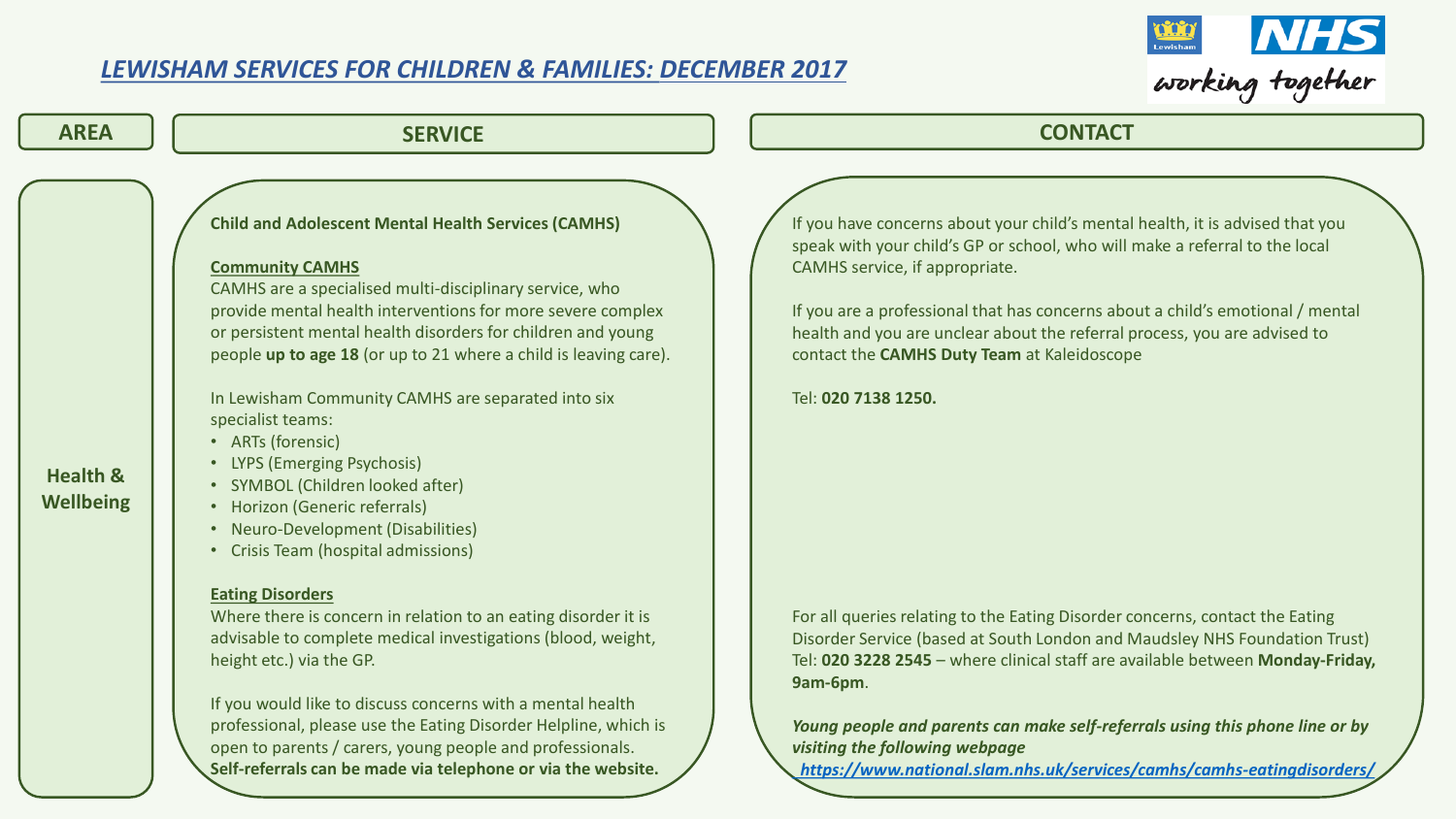# LEWISHAM SERVICES FOR CHILDREN & FAMILIES: DECEMBER 2017

NHS working together

| AREA | SERVICE | CONTACT |
| --- | --- | --- |
| **Health & Wellbeing** | **Child and Adolescent Mental Health Services (CAMHS)**<br><br>**Community CAMHS**<br>CAMHS are a specialised multi-disciplinary service, who provide mental health interventions for more severe complex or persistent mental health disorders for children and young people **up to age 18** (or up to 21 where a child is leaving care).<br><br>In Lewisham Community CAMHS are separated into six specialist teams:<br>• ARTs (forensic)<br>• LYPS (Emerging Psychosis)<br>• SYMBOL (Children looked after)<br>• Horizon (Generic referrals)<br>• Neuro-Development (Disabilities)<br>• Crisis Team (hospital admissions) | If you have concerns about your child's mental health, it is advised that you speak with your child's GP or school, who will make a referral to the local CAMHS service, if appropriate.<br><br>If you are a professional that has concerns about a child's emotional / mental health and you are unclear about the referral process, you are advised to contact the **CAMHS Duty Team** at Kaleidoscope<br><br>Tel: **020 7138 1250.** |
| | **Eating Disorders**<br>Where there is concern in relation to an eating disorder it is advisable to complete medical investigations (blood, weight, height etc.) via the GP.<br><br>If you would like to discuss concerns with a mental health professional, please use the Eating Disorder Helpline, which is open to parents / carers, young people and professionals. **Self-referrals can be made via telephone or via the website.** | For all queries relating to the Eating Disorder concerns, contact the Eating Disorder Service (based at South London and Maudsley NHS Foundation Trust) Tel: **020 3228 2545** – where clinical staff are available between **Monday-Friday, 9am-6pm**.<br><br>***Young people and parents can make self-referrals using this phone line or by visiting the following webpage***<br>***https://www.national.slam.nhs.uk/services/camhs/camhs-eatingdisorders/*** |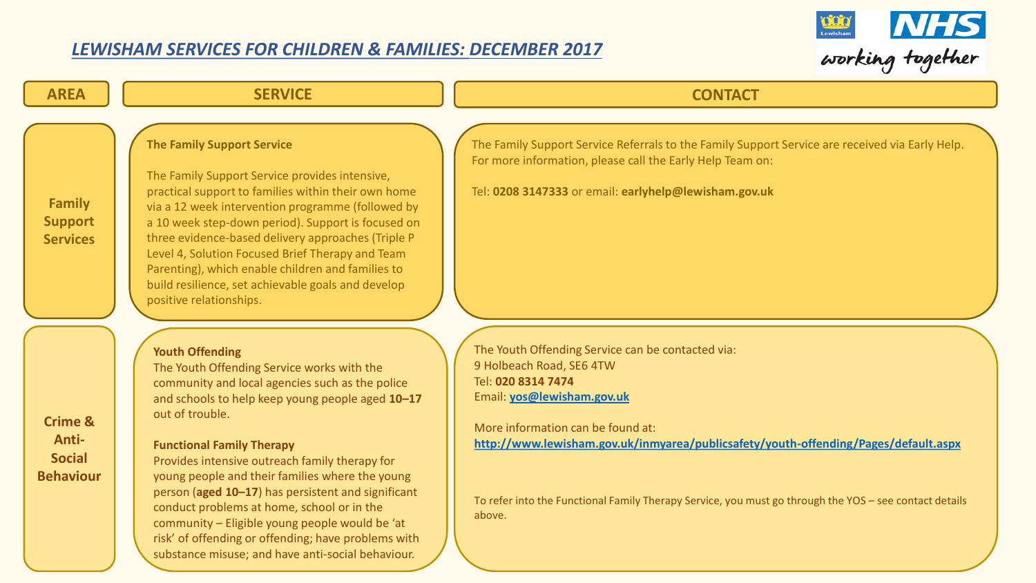## *LEWISHAM SERVICES FOR CHILDREN & FAMILIES: DECEMBER 2017*

working together

| AREA | SERVICE | CONTACT |
| --- | --- | --- |
| **Family Support Services** | **The Family Support Service**<br><br>The Family Support Service provides intensive, practical support to families within their own home via a 12 week intervention programme (followed by a 10 week step-down period). Support is focused on three evidence-based delivery approaches (Triple P Level 4, Solution Focused Brief Therapy and Team Parenting), which enable children and families to build resilience, set achievable goals and develop positive relationships. | The Family Support Service Referrals to the Family Support Service are received via Early Help. For more information, please call the Early Help Team on:<br><br>Tel: **0208 3147333** or email: **earlyhelp@lewisham.gov.uk** |
| **Crime & Anti-Social Behaviour** | **Youth Offending**<br>The Youth Offending Service works with the community and local agencies such as the police and schools to help keep young people aged **10–17** out of trouble.<br><br>**Functional Family Therapy**<br>Provides intensive outreach family therapy for young people and their families where the young person (**aged 10–17**) has persistent and significant conduct problems at home, school or in the community – Eligible young people would be 'at risk' of offending or offending; have problems with substance misuse; and have anti-social behaviour. | The Youth Offending Service can be contacted via:<br>9 Holbeach Road, SE6 4TW<br>Tel: **020 8314 7474**<br>Email: **yos@lewisham.gov.uk**<br><br>More information can be found at:<br>**http://www.lewisham.gov.uk/inmyarea/publicsafety/youth-offending/Pages/default.aspx**<br><br>To refer into the Functional Family Therapy Service, you must go through the YOS – see contact details above. |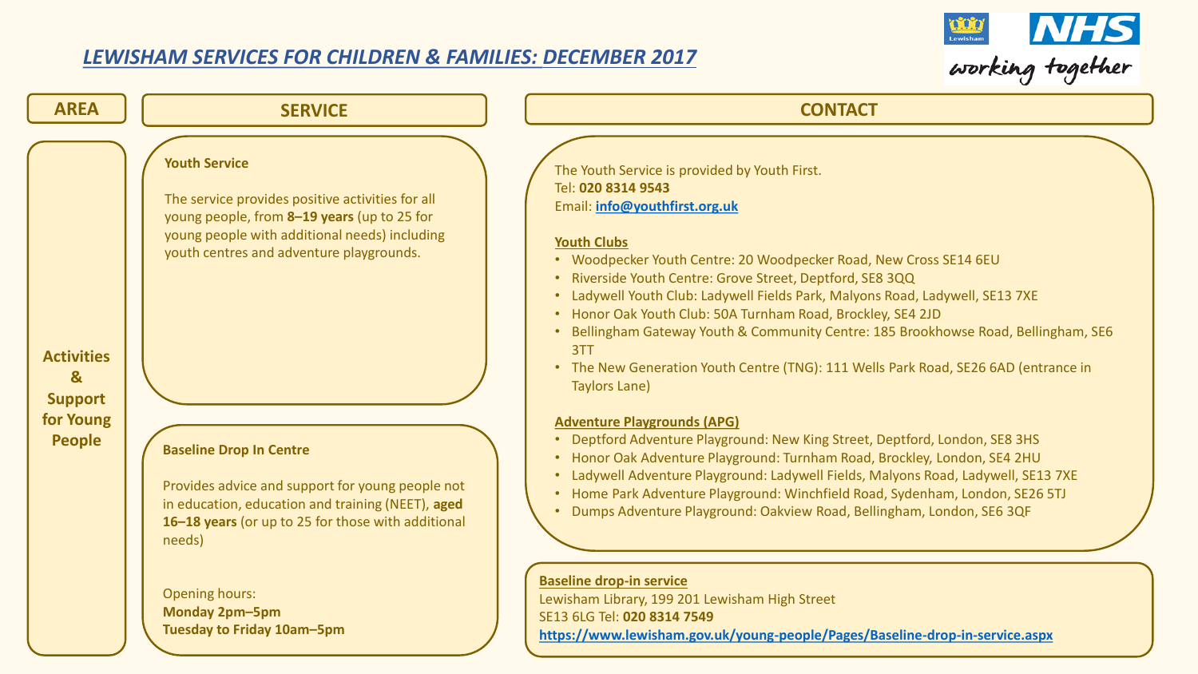# *LEWISHAM SERVICES FOR CHILDREN & FAMILIES: DECEMBER 2017*

| AREA | SERVICE | CONTACT |
| --- | --- | --- |
| **Activities & Support for Young People** | **Youth Service**<br><br>The service provides positive activities for all young people, from **8–19 years** (up to 25 for young people with additional needs) including youth centres and adventure playgrounds. | The Youth Service is provided by Youth First.<br>Tel: **020 8314 9543**<br>Email: **info@youthfirst.org.uk**<br><br>**Youth Clubs**<br>• Woodpecker Youth Centre: 20 Woodpecker Road, New Cross SE14 6EU<br>• Riverside Youth Centre: Grove Street, Deptford, SE8 3QQ<br>• Ladywell Youth Club: Ladywell Fields Park, Malyons Road, Ladywell, SE13 7XE<br>• Honor Oak Youth Club: 50A Turnham Road, Brockley, SE4 2JD<br>• Bellingham Gateway Youth & Community Centre: 185 Brookhowse Road, Bellingham, SE6 3TT<br>• The New Generation Youth Centre (TNG): 111 Wells Park Road, SE26 6AD (entrance in Taylors Lane)<br><br>**Adventure Playgrounds (APG)**<br>• Deptford Adventure Playground: New King Street, Deptford, London, SE8 3HS<br>• Honor Oak Adventure Playground: Turnham Road, Brockley, London, SE4 2HU<br>• Ladywell Adventure Playground: Ladywell Fields, Malyons Road, Ladywell, SE13 7XE<br>• Home Park Adventure Playground: Winchfield Road, Sydenham, London, SE26 5TJ<br>• Dumps Adventure Playground: Oakview Road, Bellingham, London, SE6 3QF |
| | **Baseline Drop In Centre**<br><br>Provides advice and support for young people not in education, education and training (NEET), **aged 16–18 years** (or up to 25 for those with additional needs)<br><br>Opening hours:<br>**Monday 2pm–5pm**<br>**Tuesday to Friday 10am–5pm** | **Baseline drop-in service**<br>Lewisham Library, 199 201 Lewisham High Street<br>SE13 6LG Tel: **020 8314 7549**<br>**https://www.lewisham.gov.uk/young-people/Pages/Baseline-drop-in-service.aspx** |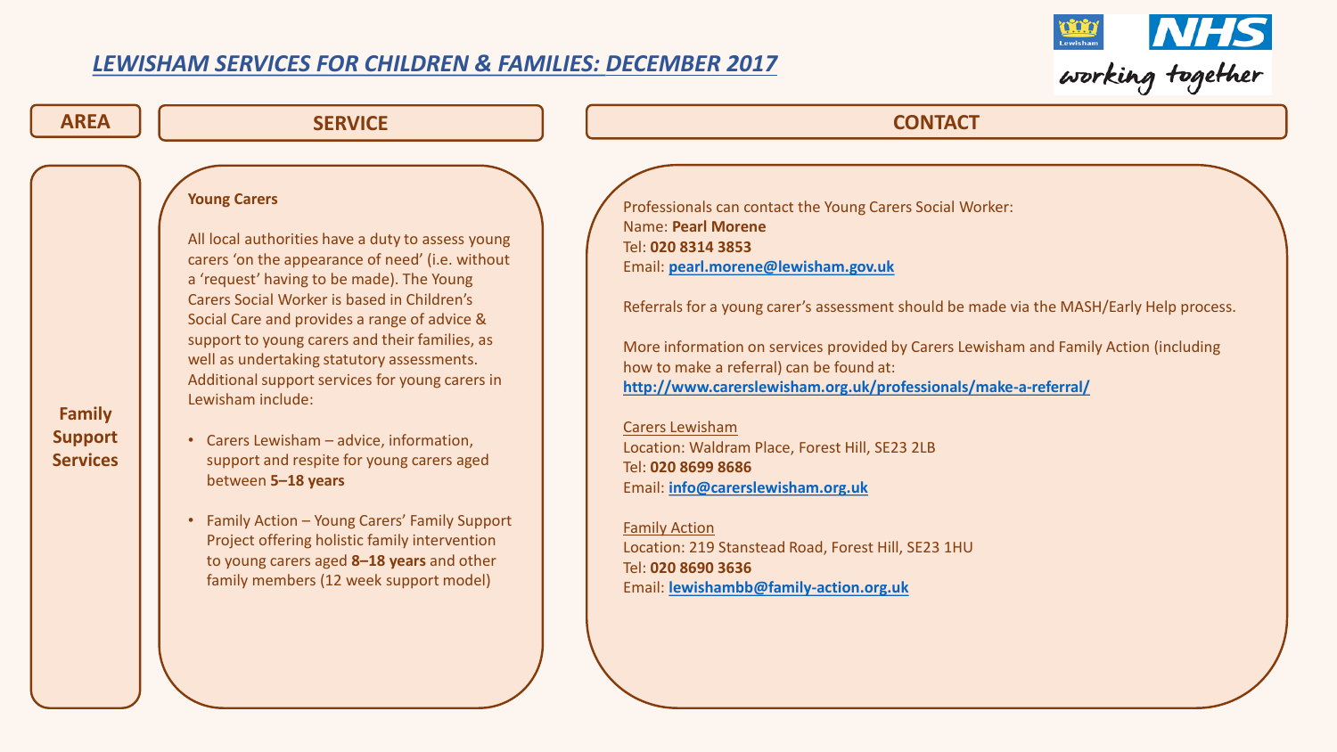## *LEWISHAM SERVICES FOR CHILDREN & FAMILIES: DECEMBER 2017*

working together

| AREA | SERVICE | CONTACT |
| --- | --- | --- |
| **Family Support Services** | **Young Carers**<br><br>All local authorities have a duty to assess young carers 'on the appearance of need' (i.e. without a 'request' having to be made). The Young Carers Social Worker is based in Children's Social Care and provides a range of advice & support to young carers and their families, as well as undertaking statutory assessments. Additional support services for young carers in Lewisham include:<br><br>• Carers Lewisham – advice, information, support and respite for young carers aged between **5–18 years**<br><br>• Family Action – Young Carers' Family Support Project offering holistic family intervention to young carers aged **8–18 years** and other family members (12 week support model) | Professionals can contact the Young Carers Social Worker:<br>Name: **Pearl Morene**<br>Tel: **020 8314 3853**<br>Email: **pearl.morene@lewisham.gov.uk**<br><br>Referrals for a young carer's assessment should be made via the MASH/Early Help process.<br><br>More information on services provided by Carers Lewisham and Family Action (including how to make a referral) can be found at:<br>**http://www.carerslewisham.org.uk/professionals/make-a-referral/**<br><br>Carers Lewisham<br>Location: Waldram Place, Forest Hill, SE23 2LB<br>Tel: **020 8699 8686**<br>Email: **info@carerslewisham.org.uk**<br><br>Family Action<br>Location: 219 Stanstead Road, Forest Hill, SE23 1HU<br>Tel: **020 8690 3636**<br>Email: **lewishambb@family-action.org.uk** |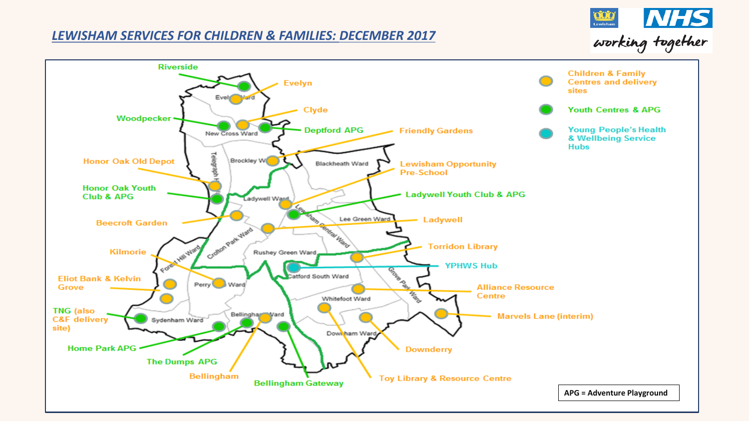# LEWISHAM SERVICES FOR CHILDREN & FAMILIES: DECEMBER 2017

NHS

working together

Children & Family Centres and delivery sites

Youth Centres & APG

Young People's Health & Wellbeing Service Hubs

Riverside

Evelyn

Clyde

Woodpecker

Deptford APG

Friendly Gardens

Honor Oak Old Depot

Lewisham Opportunity Pre-School

Honor Oak Youth Club & APG

Ladywell Youth Club & APG

Beecroft Garden

Ladywell

Torridon Library

Kilmorie

YPHWS Hub

Eliot Bank & Kelvin Grove

Alliance Resource Centre

TNG (also C&F delivery site)

Marvels Lane (interim)

Home Park APG

Downderry

The Dumps APG

Bellingham

Bellingham Gateway

Toy Library & Resource Centre

Evelyn Ward

New Cross Ward

Brockley Ward

Blackheath Ward

Telegraph Hill Ward

Ladywell Ward

Lewisham Central Ward

Lee Green Ward

Crofton Park Ward

Rushey Green Ward

Forest Hill Ward

Perry Vale Ward

Catford South Ward

Grove Park Ward

Whitefoot Ward

Sydenham Ward

Bellingham Ward

Downham Ward

APG = Adventure Playground